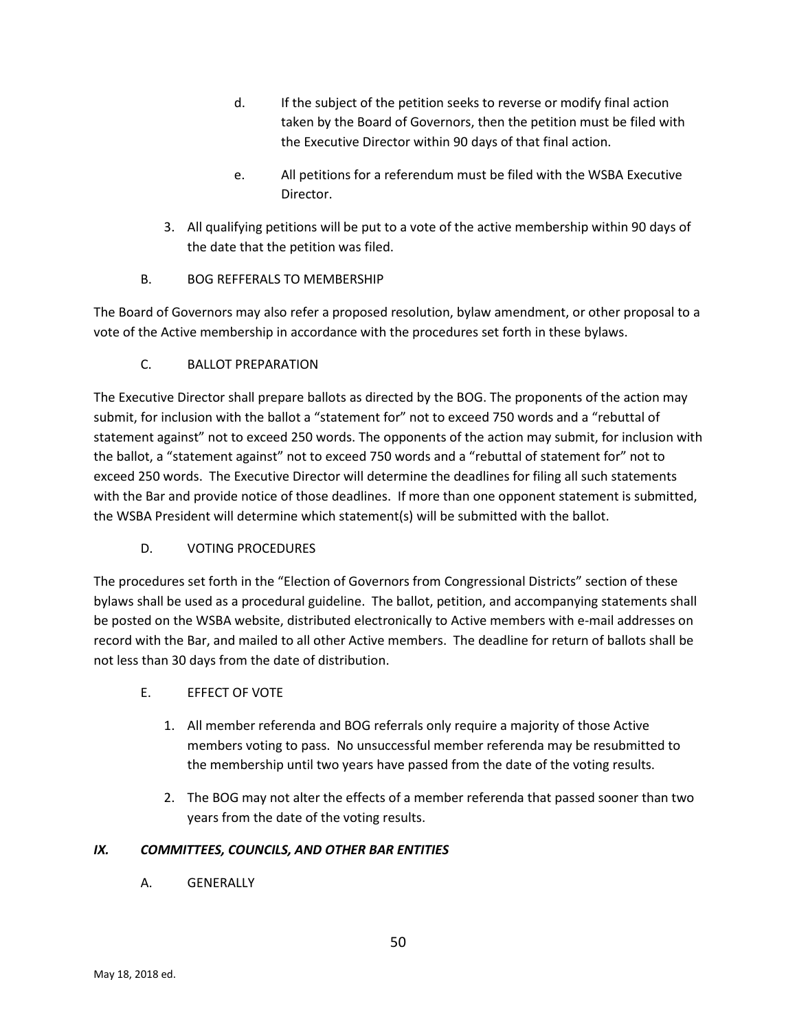d. If the subject of the petition seeks to reverse or modify final action taken by the Board of Governors, then the petition must be filed with the Executive Director within 90 days of that final action.

e. All petitions for a referendum must be filed with the WSBA Executive Director.

3. All qualifying petitions will be put to a vote of the active membership within 90 days of the date that the petition was filed.

B. BOG REFFERALS TO MEMBERSHIP

The Board of Governors may also refer a proposed resolution, bylaw amendment, or other proposal to a vote of the Active membership in accordance with the procedures set forth in these bylaws.

C. BALLOT PREPARATION

The Executive Director shall prepare ballots as directed by the BOG. The proponents of the action may submit, for inclusion with the ballot a "statement for" not to exceed 750 words and a "rebuttal of statement against" not to exceed 250 words. The opponents of the action may submit, for inclusion with the ballot, a "statement against" not to exceed 750 words and a "rebuttal of statement for" not to exceed 250 words. The Executive Director will determine the deadlines for filing all such statements with the Bar and provide notice of those deadlines. If more than one opponent statement is submitted, the WSBA President will determine which statement(s) will be submitted with the ballot.

D. VOTING PROCEDURES

The procedures set forth in the "Election of Governors from Congressional Districts" section of these bylaws shall be used as a procedural guideline. The ballot, petition, and accompanying statements shall be posted on the WSBA website, distributed electronically to Active members with e-mail addresses on record with the Bar, and mailed to all other Active members. The deadline for return of ballots shall be not less than 30 days from the date of distribution.

E. EFFECT OF VOTE

1. All member referenda and BOG referrals only require a majority of those Active members voting to pass. No unsuccessful member referenda may be resubmitted to the membership until two years have passed from the date of the voting results.

2. The BOG may not alter the effects of a member referenda that passed sooner than two years from the date of the voting results.

## *IX. COMMITTEES, COUNCILS, AND OTHER BAR ENTITIES*

A. GENERALLY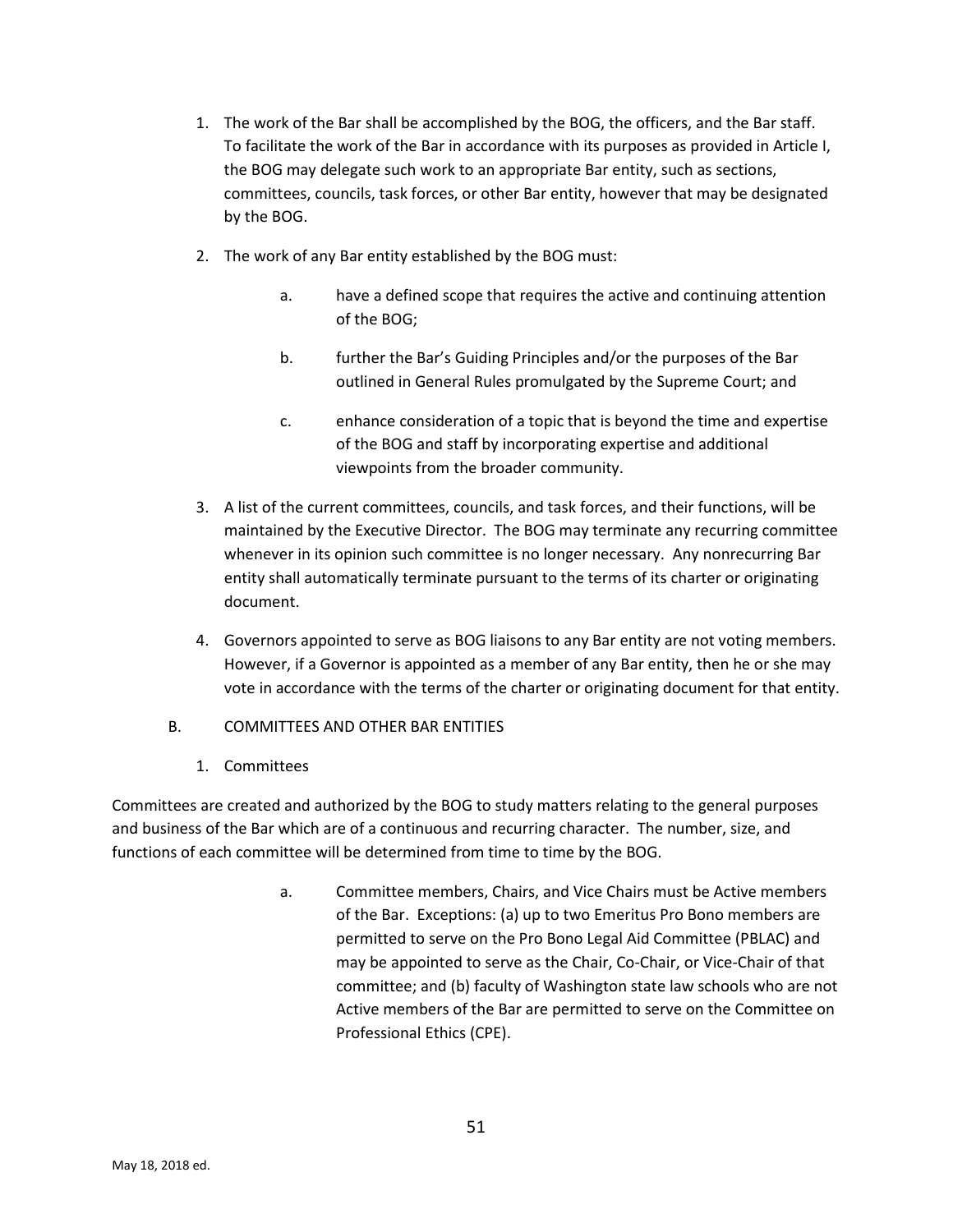1. The work of the Bar shall be accomplished by the BOG, the officers, and the Bar staff. To facilitate the work of the Bar in accordance with its purposes as provided in Article I, the BOG may delegate such work to an appropriate Bar entity, such as sections, committees, councils, task forces, or other Bar entity, however that may be designated by the BOG.

2. The work of any Bar entity established by the BOG must:

   a. have a defined scope that requires the active and continuing attention of the BOG;

   b. further the Bar's Guiding Principles and/or the purposes of the Bar outlined in General Rules promulgated by the Supreme Court; and

   c. enhance consideration of a topic that is beyond the time and expertise of the BOG and staff by incorporating expertise and additional viewpoints from the broader community.

3. A list of the current committees, councils, and task forces, and their functions, will be maintained by the Executive Director. The BOG may terminate any recurring committee whenever in its opinion such committee is no longer necessary. Any nonrecurring Bar entity shall automatically terminate pursuant to the terms of its charter or originating document.

4. Governors appointed to serve as BOG liaisons to any Bar entity are not voting members. However, if a Governor is appointed as a member of any Bar entity, then he or she may vote in accordance with the terms of the charter or originating document for that entity.

B. COMMITTEES AND OTHER BAR ENTITIES

1. Committees

Committees are created and authorized by the BOG to study matters relating to the general purposes and business of the Bar which are of a continuous and recurring character. The number, size, and functions of each committee will be determined from time to time by the BOG.

   a. Committee members, Chairs, and Vice Chairs must be Active members of the Bar. Exceptions: (a) up to two Emeritus Pro Bono members are permitted to serve on the Pro Bono Legal Aid Committee (PBLAC) and may be appointed to serve as the Chair, Co-Chair, or Vice-Chair of that committee; and (b) faculty of Washington state law schools who are not Active members of the Bar are permitted to serve on the Committee on Professional Ethics (CPE).

May 18, 2018 ed.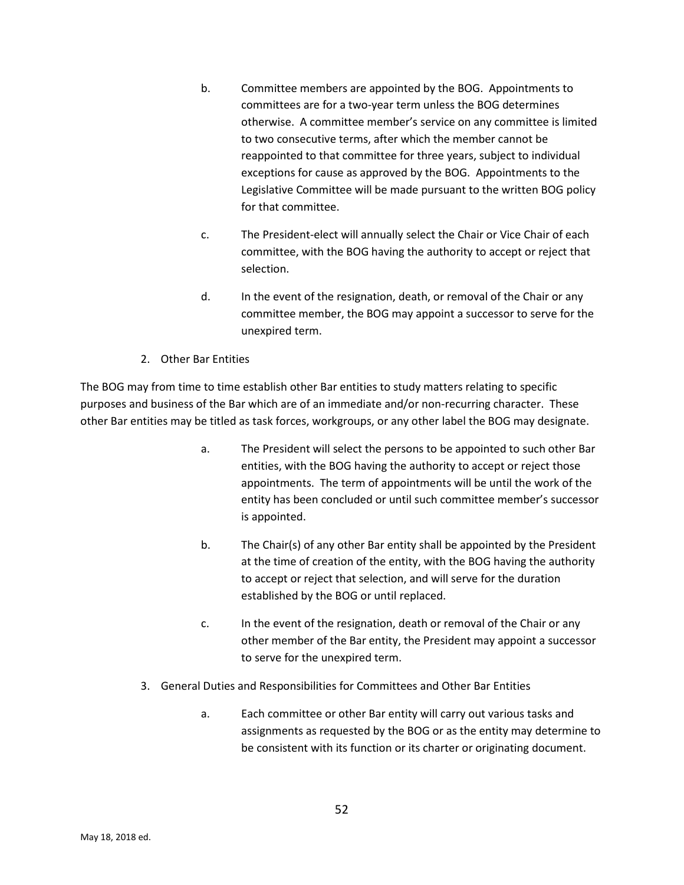b. Committee members are appointed by the BOG. Appointments to committees are for a two-year term unless the BOG determines otherwise. A committee member's service on any committee is limited to two consecutive terms, after which the member cannot be reappointed to that committee for three years, subject to individual exceptions for cause as approved by the BOG. Appointments to the Legislative Committee will be made pursuant to the written BOG policy for that committee.

c. The President-elect will annually select the Chair or Vice Chair of each committee, with the BOG having the authority to accept or reject that selection.

d. In the event of the resignation, death, or removal of the Chair or any committee member, the BOG may appoint a successor to serve for the unexpired term.

2. Other Bar Entities

The BOG may from time to time establish other Bar entities to study matters relating to specific purposes and business of the Bar which are of an immediate and/or non-recurring character. These other Bar entities may be titled as task forces, workgroups, or any other label the BOG may designate.

a. The President will select the persons to be appointed to such other Bar entities, with the BOG having the authority to accept or reject those appointments. The term of appointments will be until the work of the entity has been concluded or until such committee member's successor is appointed.

b. The Chair(s) of any other Bar entity shall be appointed by the President at the time of creation of the entity, with the BOG having the authority to accept or reject that selection, and will serve for the duration established by the BOG or until replaced.

c. In the event of the resignation, death or removal of the Chair or any other member of the Bar entity, the President may appoint a successor to serve for the unexpired term.

3. General Duties and Responsibilities for Committees and Other Bar Entities

a. Each committee or other Bar entity will carry out various tasks and assignments as requested by the BOG or as the entity may determine to be consistent with its function or its charter or originating document.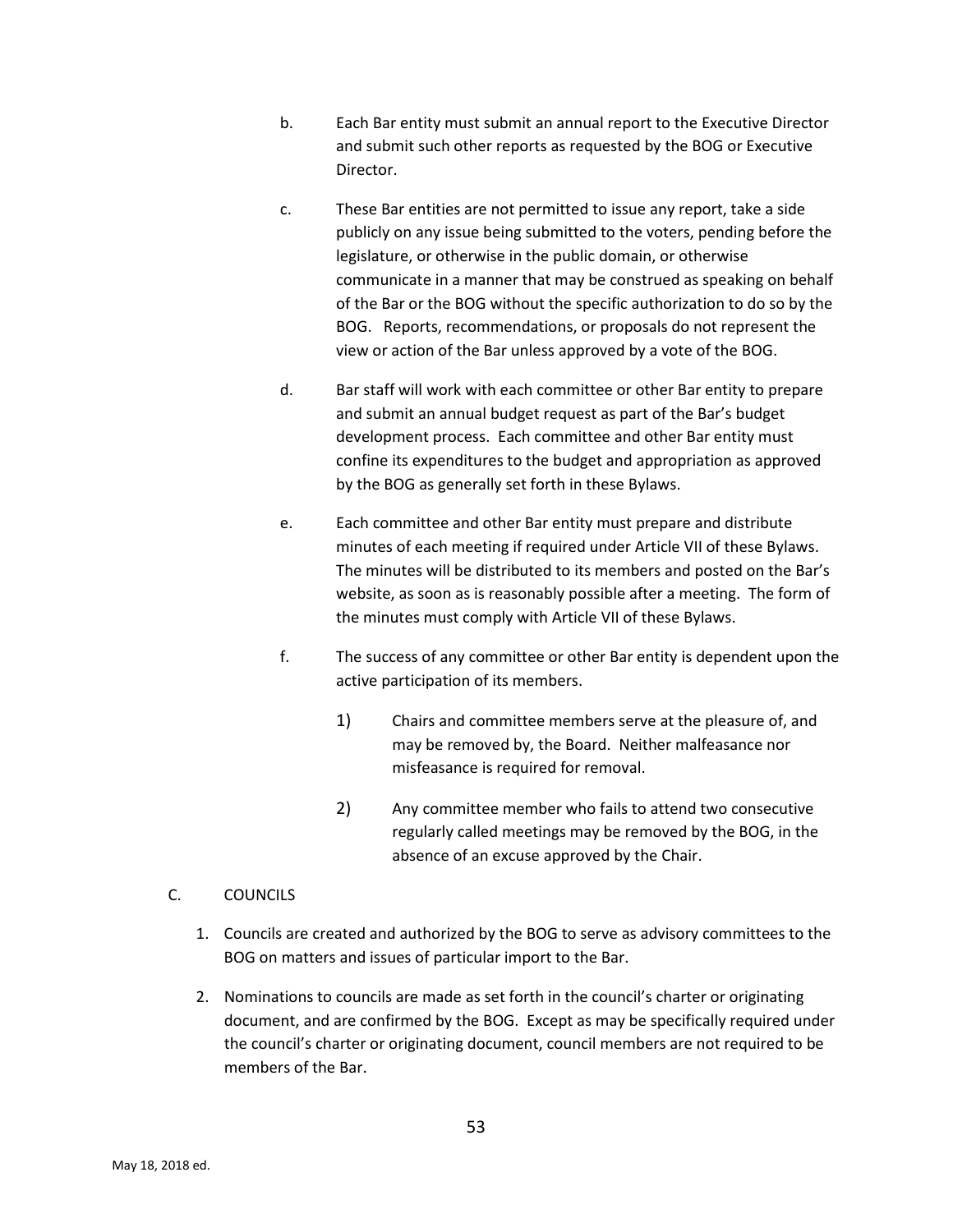b. Each Bar entity must submit an annual report to the Executive Director and submit such other reports as requested by the BOG or Executive Director.

c. These Bar entities are not permitted to issue any report, take a side publicly on any issue being submitted to the voters, pending before the legislature, or otherwise in the public domain, or otherwise communicate in a manner that may be construed as speaking on behalf of the Bar or the BOG without the specific authorization to do so by the BOG. Reports, recommendations, or proposals do not represent the view or action of the Bar unless approved by a vote of the BOG.

d. Bar staff will work with each committee or other Bar entity to prepare and submit an annual budget request as part of the Bar's budget development process. Each committee and other Bar entity must confine its expenditures to the budget and appropriation as approved by the BOG as generally set forth in these Bylaws.

e. Each committee and other Bar entity must prepare and distribute minutes of each meeting if required under Article VII of these Bylaws. The minutes will be distributed to its members and posted on the Bar's website, as soon as is reasonably possible after a meeting. The form of the minutes must comply with Article VII of these Bylaws.

f. The success of any committee or other Bar entity is dependent upon the active participation of its members.

   1) Chairs and committee members serve at the pleasure of, and may be removed by, the Board. Neither malfeasance nor misfeasance is required for removal.

   2) Any committee member who fails to attend two consecutive regularly called meetings may be removed by the BOG, in the absence of an excuse approved by the Chair.

C. COUNCILS

1. Councils are created and authorized by the BOG to serve as advisory committees to the BOG on matters and issues of particular import to the Bar.

2. Nominations to councils are made as set forth in the council's charter or originating document, and are confirmed by the BOG. Except as may be specifically required under the council's charter or originating document, council members are not required to be members of the Bar.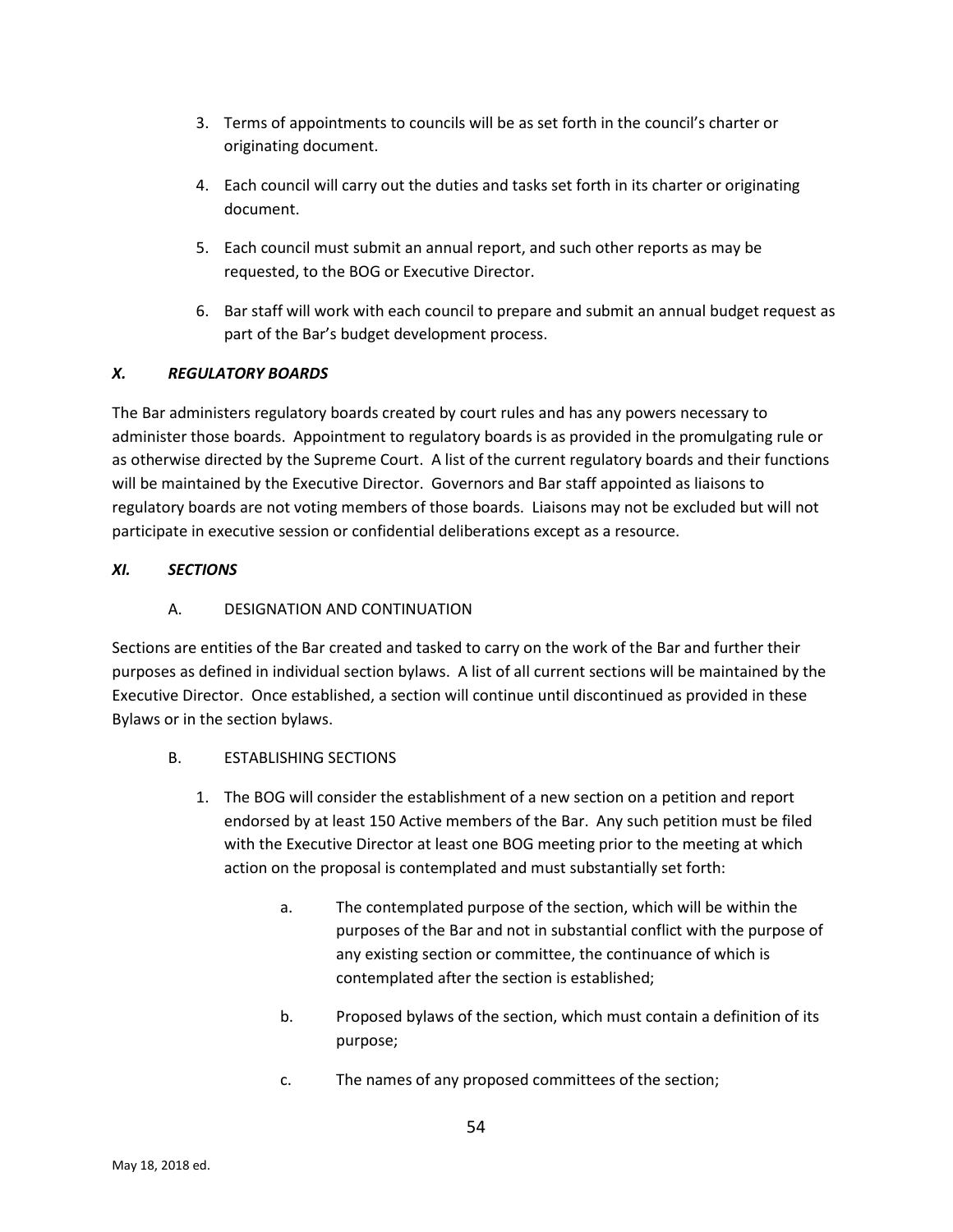3. Terms of appointments to councils will be as set forth in the council's charter or originating document.

4. Each council will carry out the duties and tasks set forth in its charter or originating document.

5. Each council must submit an annual report, and such other reports as may be requested, to the BOG or Executive Director.

6. Bar staff will work with each council to prepare and submit an annual budget request as part of the Bar's budget development process.

## *X. REGULATORY BOARDS*

The Bar administers regulatory boards created by court rules and has any powers necessary to administer those boards. Appointment to regulatory boards is as provided in the promulgating rule or as otherwise directed by the Supreme Court. A list of the current regulatory boards and their functions will be maintained by the Executive Director. Governors and Bar staff appointed as liaisons to regulatory boards are not voting members of those boards. Liaisons may not be excluded but will not participate in executive session or confidential deliberations except as a resource.

## *XI. SECTIONS*

### A. DESIGNATION AND CONTINUATION

Sections are entities of the Bar created and tasked to carry on the work of the Bar and further their purposes as defined in individual section bylaws. A list of all current sections will be maintained by the Executive Director. Once established, a section will continue until discontinued as provided in these Bylaws or in the section bylaws.

### B. ESTABLISHING SECTIONS

1. The BOG will consider the establishment of a new section on a petition and report endorsed by at least 150 Active members of the Bar. Any such petition must be filed with the Executive Director at least one BOG meeting prior to the meeting at which action on the proposal is contemplated and must substantially set forth:

   a. The contemplated purpose of the section, which will be within the purposes of the Bar and not in substantial conflict with the purpose of any existing section or committee, the continuance of which is contemplated after the section is established;

   b. Proposed bylaws of the section, which must contain a definition of its purpose;

   c. The names of any proposed committees of the section;